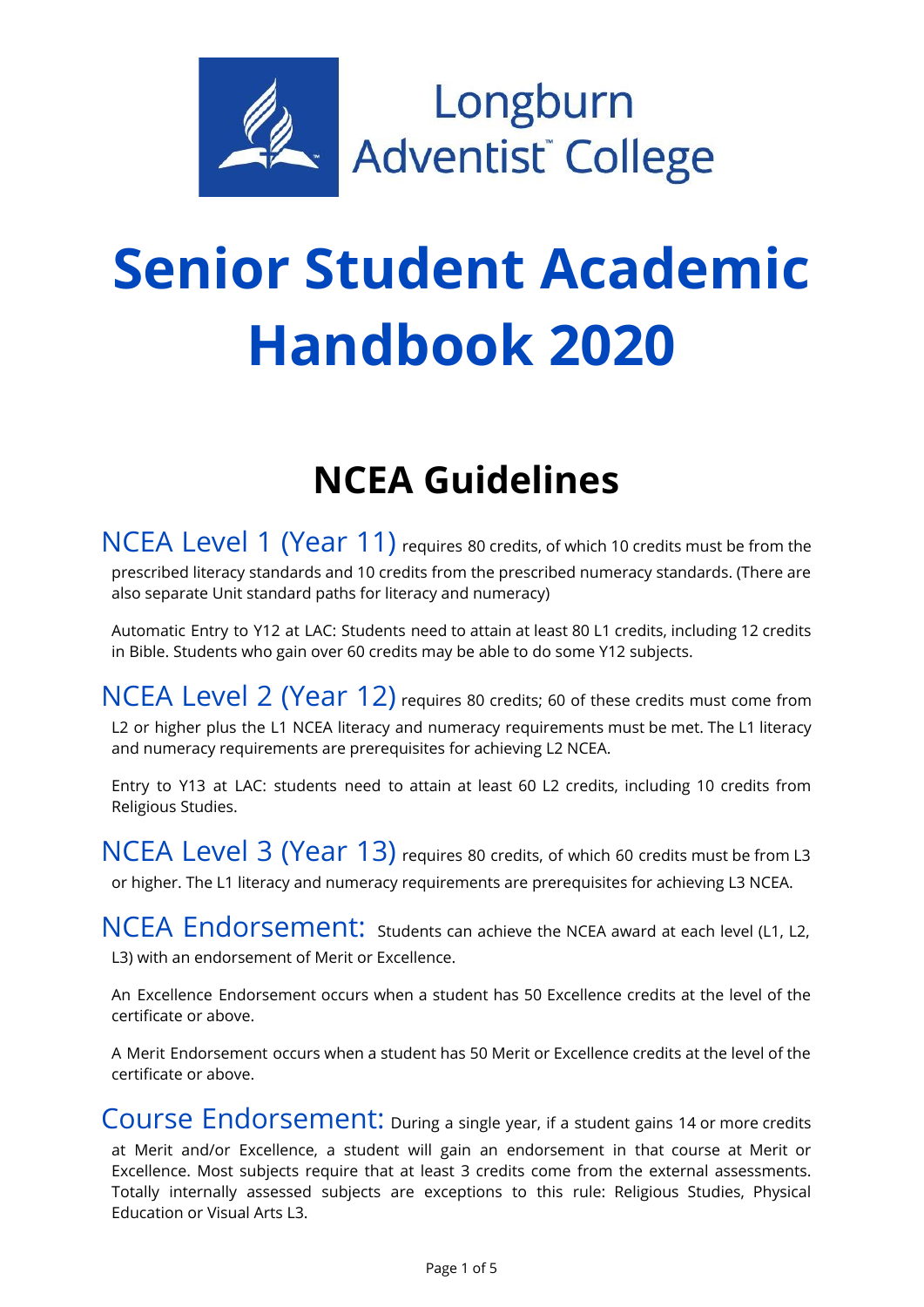Longburn Adventist™ College

# Senior Student Academic Handbook 2020

## NCEA Guidelines

**NCEA Level 1 (Year 11)** requires 80 credits, of which 10 credits must be from the prescribed literacy standards and 10 credits from the prescribed numeracy standards. (There are also separate Unit standard paths for literacy and numeracy)

Automatic Entry to Y12 at LAC: Students need to attain at least 80 L1 credits, including 12 credits in Bible. Students who gain over 60 credits may be able to do some Y12 subjects.

**NCEA Level 2 (Year 12)** requires 80 credits; 60 of these credits must come from L2 or higher plus the L1 NCEA literacy and numeracy requirements must be met. The L1 literacy and numeracy requirements are prerequisites for achieving L2 NCEA.

Entry to Y13 at LAC: students need to attain at least 60 L2 credits, including 10 credits from Religious Studies.

**NCEA Level 3 (Year 13)** requires 80 credits, of which 60 credits must be from L3 or higher. The L1 literacy and numeracy requirements are prerequisites for achieving L3 NCEA.

**NCEA Endorsement:** Students can achieve the NCEA award at each level (L1, L2, L3) with an endorsement of Merit or Excellence.

An Excellence Endorsement occurs when a student has 50 Excellence credits at the level of the certificate or above.

A Merit Endorsement occurs when a student has 50 Merit or Excellence credits at the level of the certificate or above.

**Course Endorsement:** During a single year, if a student gains 14 or more credits at Merit and/or Excellence, a student will gain an endorsement in that course at Merit or Excellence. Most subjects require that at least 3 credits come from the external assessments. Totally internally assessed subjects are exceptions to this rule: Religious Studies, Physical Education or Visual Arts L3.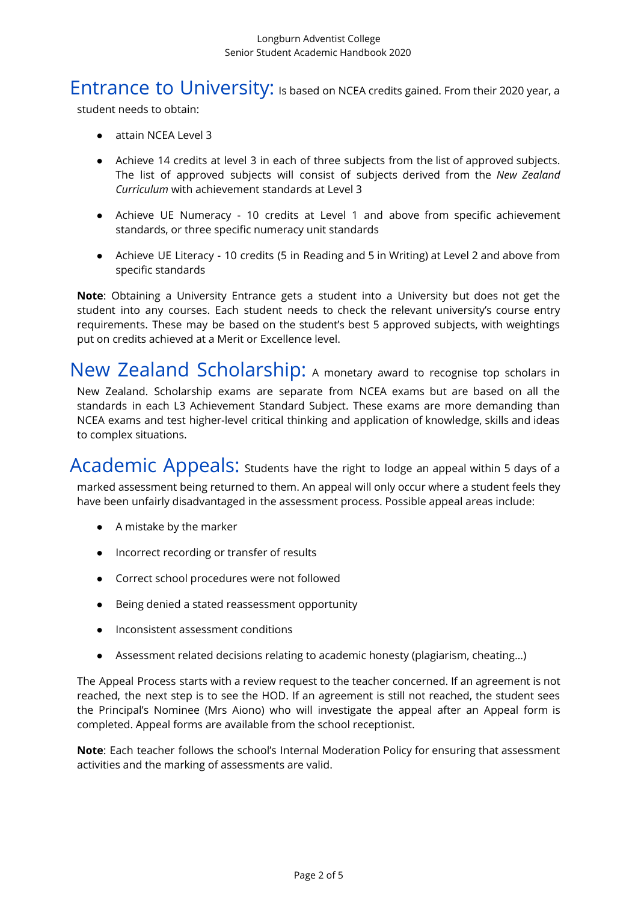## Entrance to University:

Is based on NCEA credits gained. From their 2020 year, a student needs to obtain:

- attain NCEA Level 3
- Achieve 14 credits at level 3 in each of three subjects from the list of approved subjects. The list of approved subjects will consist of subjects derived from the *New Zealand Curriculum* with achievement standards at Level 3
- Achieve UE Numeracy - 10 credits at Level 1 and above from specific achievement standards, or three specific numeracy unit standards
- Achieve UE Literacy - 10 credits (5 in Reading and 5 in Writing) at Level 2 and above from specific standards

**Note**: Obtaining a University Entrance gets a student into a University but does not get the student into any courses. Each student needs to check the relevant university's course entry requirements. These may be based on the student's best 5 approved subjects, with weightings put on credits achieved at a Merit or Excellence level.

## New Zealand Scholarship:

A monetary award to recognise top scholars in New Zealand. Scholarship exams are separate from NCEA exams but are based on all the standards in each L3 Achievement Standard Subject. These exams are more demanding than NCEA exams and test higher-level critical thinking and application of knowledge, skills and ideas to complex situations.

## Academic Appeals:

Students have the right to lodge an appeal within 5 days of a marked assessment being returned to them. An appeal will only occur where a student feels they have been unfairly disadvantaged in the assessment process. Possible appeal areas include:

- A mistake by the marker
- Incorrect recording or transfer of results
- Correct school procedures were not followed
- Being denied a stated reassessment opportunity
- Inconsistent assessment conditions
- Assessment related decisions relating to academic honesty (plagiarism, cheating...)

The Appeal Process starts with a review request to the teacher concerned. If an agreement is not reached, the next step is to see the HOD. If an agreement is still not reached, the student sees the Principal's Nominee (Mrs Aiono) who will investigate the appeal after an Appeal form is completed. Appeal forms are available from the school receptionist.

**Note**: Each teacher follows the school's Internal Moderation Policy for ensuring that assessment activities and the marking of assessments are valid.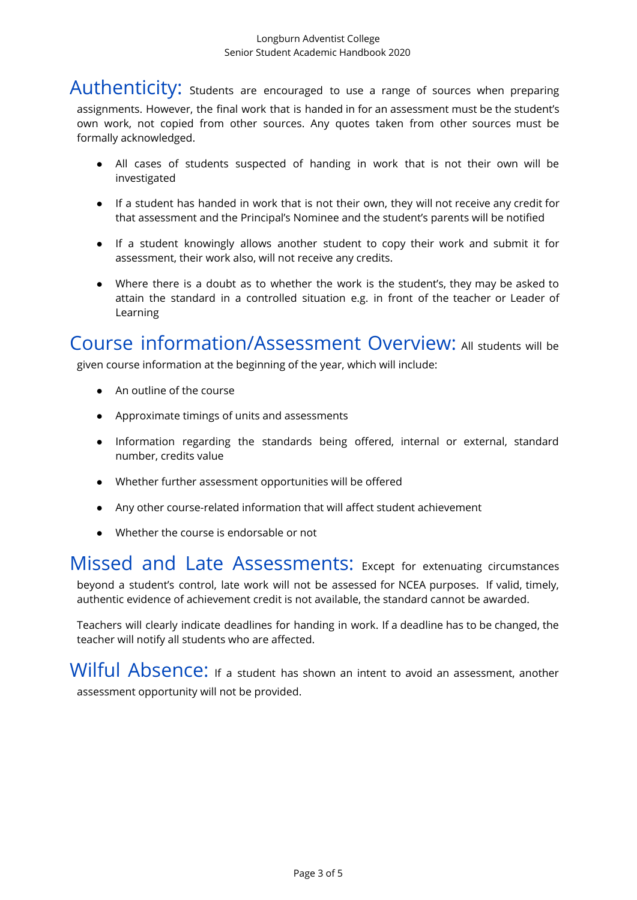## Authenticity:

Students are encouraged to use a range of sources when preparing assignments. However, the final work that is handed in for an assessment must be the student's own work, not copied from other sources. Any quotes taken from other sources must be formally acknowledged.

- All cases of students suspected of handing in work that is not their own will be investigated
- If a student has handed in work that is not their own, they will not receive any credit for that assessment and the Principal's Nominee and the student's parents will be notified
- If a student knowingly allows another student to copy their work and submit it for assessment, their work also, will not receive any credits.
- Where there is a doubt as to whether the work is the student's, they may be asked to attain the standard in a controlled situation e.g. in front of the teacher or Leader of Learning

## Course information/Assessment Overview:

All students will be given course information at the beginning of the year, which will include:

- An outline of the course
- Approximate timings of units and assessments
- Information regarding the standards being offered, internal or external, standard number, credits value
- Whether further assessment opportunities will be offered
- Any other course-related information that will affect student achievement
- Whether the course is endorsable or not

## Missed and Late Assessments:

Except for extenuating circumstances beyond a student's control, late work will not be assessed for NCEA purposes. If valid, timely, authentic evidence of achievement credit is not available, the standard cannot be awarded.

Teachers will clearly indicate deadlines for handing in work. If a deadline has to be changed, the teacher will notify all students who are affected.

## Wilful Absence:

If a student has shown an intent to avoid an assessment, another assessment opportunity will not be provided.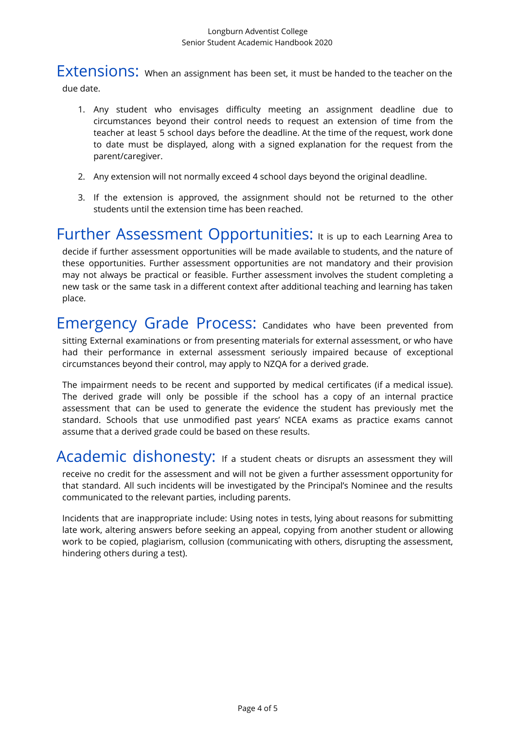## Extensions:

When an assignment has been set, it must be handed to the teacher on the due date.

1. Any student who envisages difficulty meeting an assignment deadline due to circumstances beyond their control needs to request an extension of time from the teacher at least 5 school days before the deadline. At the time of the request, work done to date must be displayed, along with a signed explanation for the request from the parent/caregiver.

2. Any extension will not normally exceed 4 school days beyond the original deadline.

3. If the extension is approved, the assignment should not be returned to the other students until the extension time has been reached.

## Further Assessment Opportunities:

It is up to each Learning Area to decide if further assessment opportunities will be made available to students, and the nature of these opportunities. Further assessment opportunities are not mandatory and their provision may not always be practical or feasible. Further assessment involves the student completing a new task or the same task in a different context after additional teaching and learning has taken place.

## Emergency Grade Process:

Candidates who have been prevented from sitting External examinations or from presenting materials for external assessment, or who have had their performance in external assessment seriously impaired because of exceptional circumstances beyond their control, may apply to NZQA for a derived grade.

The impairment needs to be recent and supported by medical certificates (if a medical issue). The derived grade will only be possible if the school has a copy of an internal practice assessment that can be used to generate the evidence the student has previously met the standard. Schools that use unmodified past years' NCEA exams as practice exams cannot assume that a derived grade could be based on these results.

## Academic dishonesty:

If a student cheats or disrupts an assessment they will receive no credit for the assessment and will not be given a further assessment opportunity for that standard. All such incidents will be investigated by the Principal's Nominee and the results communicated to the relevant parties, including parents.

Incidents that are inappropriate include: Using notes in tests, lying about reasons for submitting late work, altering answers before seeking an appeal, copying from another student or allowing work to be copied, plagiarism, collusion (communicating with others, disrupting the assessment, hindering others during a test).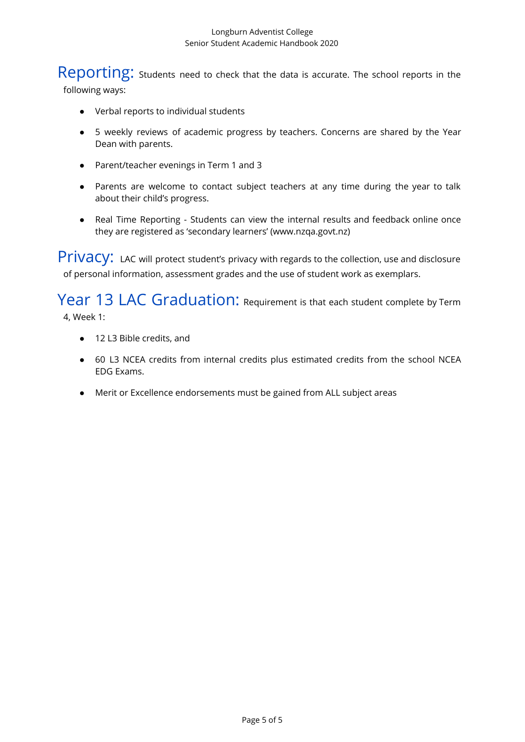## Reporting:

Students need to check that the data is accurate. The school reports in the following ways:

- Verbal reports to individual students
- 5 weekly reviews of academic progress by teachers. Concerns are shared by the Year Dean with parents.
- Parent/teacher evenings in Term 1 and 3
- Parents are welcome to contact subject teachers at any time during the year to talk about their child's progress.
- Real Time Reporting - Students can view the internal results and feedback online once they are registered as 'secondary learners' (www.nzqa.govt.nz)

## Privacy:

LAC will protect student's privacy with regards to the collection, use and disclosure of personal information, assessment grades and the use of student work as exemplars.

## Year 13 LAC Graduation:

Requirement is that each student complete by Term 4, Week 1:

- 12 L3 Bible credits, and
- 60 L3 NCEA credits from internal credits plus estimated credits from the school NCEA EDG Exams.
- Merit or Excellence endorsements must be gained from ALL subject areas